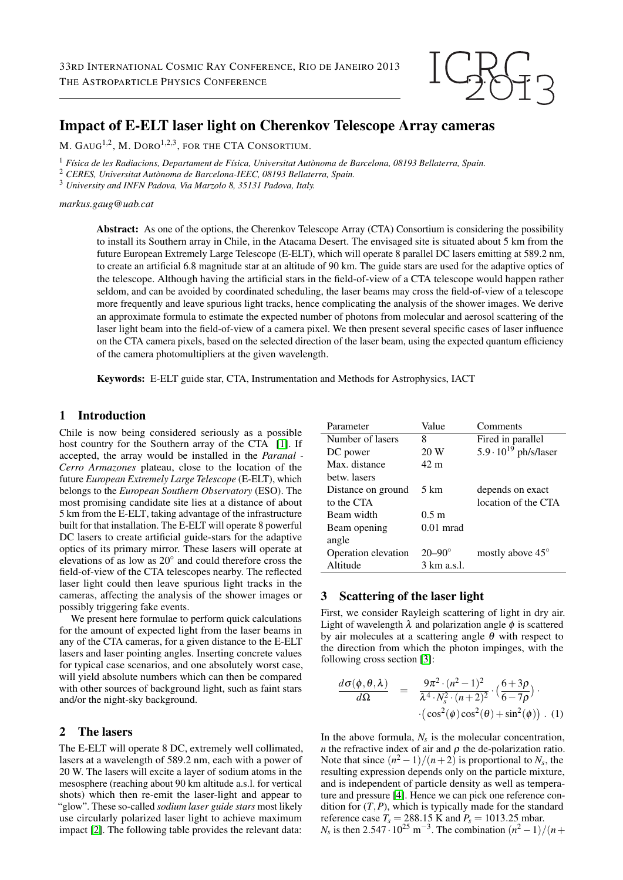# Impact of E-ELT laser light on Cherenkov Telescope Array cameras

M. GAUG[1,2], M. DORO[1,2,3], FOR THE CTA CONSORTIUM.

[1] *Física de les Radiacions, Departament de Física, Universitat Autònoma de Barcelona, 08193 Bellaterra, Spain.*
[2] *CERES, Universitat Autònoma de Barcelona-IEEC, 08193 Bellaterra, Spain.*
[3] *University and INFN Padova, Via Marzolo 8, 35131 Padova, Italy.*

*markus.gaug@uab.cat*

**Abstract:** As one of the options, the Cherenkov Telescope Array (CTA) Consortium is considering the possibility to install its Southern array in Chile, in the Atacama Desert. The envisaged site is situated about 5 km from the future European Extremely Large Telescope (E-ELT), which will operate 8 parallel DC lasers emitting at 589.2 nm, to create an artificial 6.8 magnitude star at an altitude of 90 km. The guide stars are used for the adaptive optics of the telescope. Although having the artificial stars in the field-of-view of a CTA telescope would happen rather seldom, and can be avoided by coordinated scheduling, the laser beams may cross the field-of-view of a telescope more frequently and leave spurious light tracks, hence complicating the analysis of the shower images. We derive an approximate formula to estimate the expected number of photons from molecular and aerosol scattering of the laser light beam into the field-of-view of a camera pixel. We then present several specific cases of laser influence on the CTA camera pixels, based on the selected direction of the laser beam, using the expected quantum efficiency of the camera photomultipliers at the given wavelength.

**Keywords:** E-ELT guide star, CTA, Instrumentation and Methods for Astrophysics, IACT

## 1 Introduction

Chile is now being considered seriously as a possible host country for the Southern array of the CTA [1]. If accepted, the array would be installed in the *Paranal - Cerro Armazones* plateau, close to the location of the future *European Extremely Large Telescope* (E-ELT), which belongs to the *European Southern Observatory* (ESO). The most promising candidate site lies at a distance of about 5 km from the E-ELT, taking advantage of the infrastructure built for that installation. The E-ELT will operate 8 powerful DC lasers to create artificial guide-stars for the adaptive optics of its primary mirror. These lasers will operate at elevations of as low as 20° and could therefore cross the field-of-view of the CTA telescopes nearby. The reflected laser light could then leave spurious light tracks in the cameras, affecting the analysis of the shower images or possibly triggering fake events.

We present here formulae to perform quick calculations for the amount of expected light from the laser beams in any of the CTA cameras, for a given distance to the E-ELT lasers and laser pointing angles. Inserting concrete values for typical case scenarios, and one absolutely worst case, will yield absolute numbers which can then be compared with other sources of background light, such as faint stars and/or the night-sky background.

## 2 The lasers

The E-ELT will operate 8 DC, extremely well collimated, lasers at a wavelength of 589.2 nm, each with a power of 20 W. The lasers will excite a layer of sodium atoms in the mesosphere (reaching about 90 km altitude a.s.l. for vertical shots) which then re-emit the laser-light and appear to "glow". These so-called *sodium laser guide stars* most likely use circularly polarized laser light to achieve maximum impact [2]. The following table provides the relevant data:

| Parameter | Value | Comments |
|---|---|---|
| Number of lasers | 8 | Fired in parallel |
| DC power | 20 W | $5.9 \cdot 10^{19}$ ph/s/laser |
| Max. distance betw. lasers | 42 m | |
| Distance on ground to the CTA | 5 km | depends on exact location of the CTA |
| Beam width | 0.5 m | |
| Beam opening angle | 0.01 mrad | |
| Operation elevation | 20–90° | mostly above 45° |
| Altitude | 3 km a.s.l. | |

## 3 Scattering of the laser light

First, we consider Rayleigh scattering of light in dry air. Light of wavelength $\lambda$ and polarization angle $\phi$ is scattered by air molecules at a scattering angle $\theta$ with respect to the direction from which the photon impinges, with the following cross section [3]:

$$\frac{d\sigma(\phi,\theta,\lambda)}{d\Omega} = \frac{9\pi^2 \cdot (n^2-1)^2}{\lambda^4 \cdot N_s^2 \cdot (n+2)^2} \cdot \left(\frac{6+3\rho}{6-7\rho}\right) \cdot \left(\cos^2(\phi)\cos^2(\theta) + \sin^2(\phi)\right) . \quad (1)$$

In the above formula, $N_s$ is the molecular concentration, $n$ the refractive index of air and $\rho$ the de-polarization ratio. Note that since $(n^2-1)/(n+2)$ is proportional to $N_s$, the resulting expression depends only on the particle mixture, and is independent of particle density as well as temperature and pressure [4]. Hence we can pick one reference condition for $(T,P)$, which is typically made for the standard reference case $T_s = 288.15$ K and $P_s = 1013.25$ mbar. $N_s$ is then $2.547 \cdot 10^{25}$ m$^{-3}$. The combination $(n^2-1)/(n+$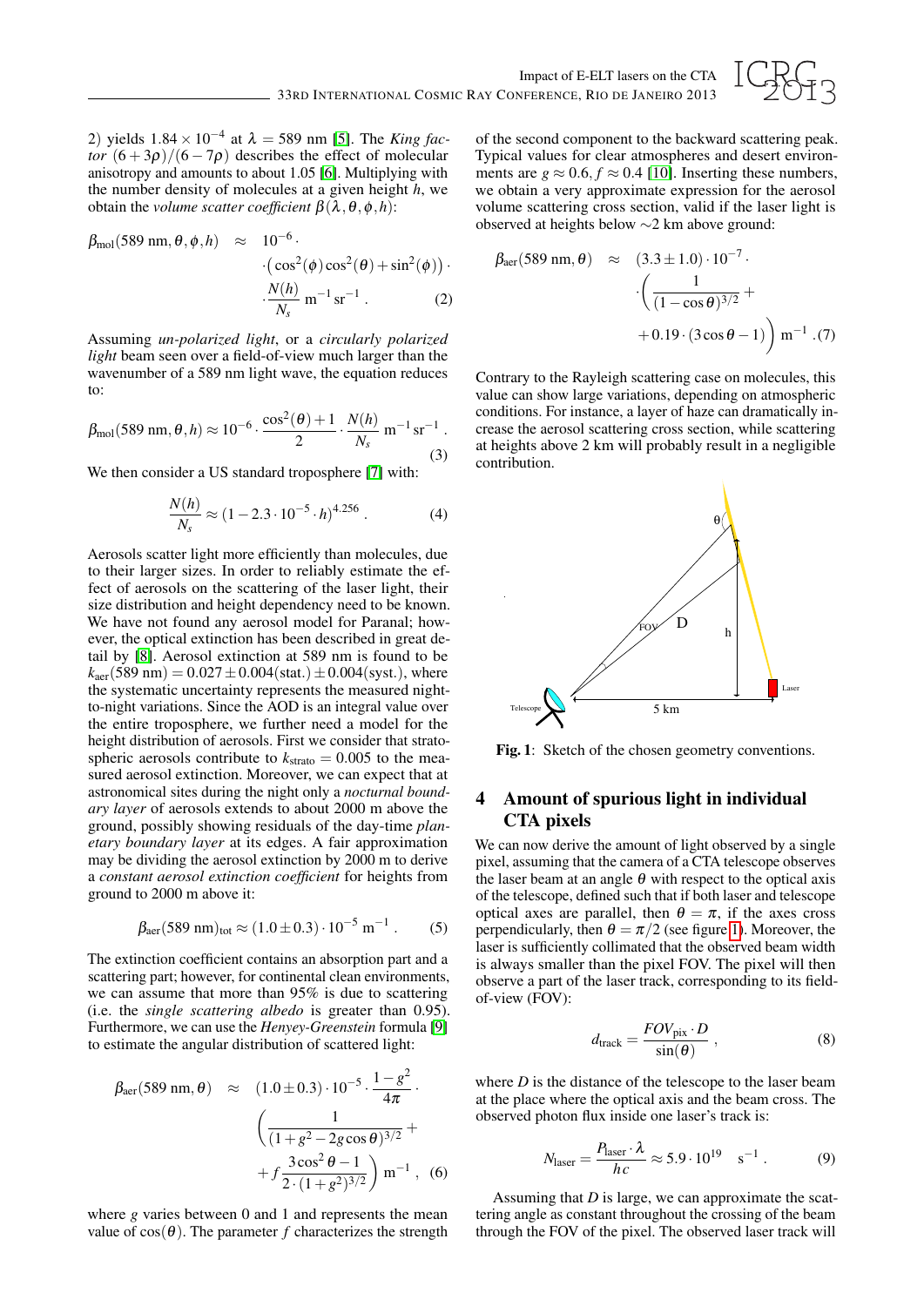2) yields $1.84 \times 10^{-4}$ at $\lambda = 589$ nm [5]. The *King factor* $(6+3\rho)/(6-7\rho)$ describes the effect of molecular anisotropy and amounts to about 1.05 [6]. Multiplying with the number density of molecules at a given height $h$, we obtain the *volume scatter coefficient* $\beta(\lambda, \theta, \phi, h)$:

$$\beta_{\text{mol}}(589\text{ nm}, \theta, \phi, h) \approx 10^{-6} \cdot \left(\cos^2(\phi)\cos^2(\theta) + \sin^2(\phi)\right) \cdot \frac{N(h)}{N_s}\ \text{m}^{-1}\,\text{sr}^{-1}\,. \qquad (2)$$

Assuming *un-polarized light*, or a *circularly polarized light* beam seen over a field-of-view much larger than the wavenumber of a 589 nm light wave, the equation reduces to:

$$\beta_{\text{mol}}(589\text{ nm}, \theta, h) \approx 10^{-6} \cdot \frac{\cos^2(\theta)+1}{2} \cdot \frac{N(h)}{N_s}\ \text{m}^{-1}\,\text{sr}^{-1}\,. \qquad (3)$$

We then consider a US standard troposphere [7] with:

$$\frac{N(h)}{N_s} \approx (1 - 2.3 \cdot 10^{-5} \cdot h)^{4.256}\,. \qquad (4)$$

Aerosols scatter light more efficiently than molecules, due to their larger sizes. In order to reliably estimate the effect of aerosols on the scattering of the laser light, their size distribution and height dependency need to be known. We have not found any aerosol model for Paranal; however, the optical extinction has been described in great detail by [8]. Aerosol extinction at 589 nm is found to be $k_{\text{aer}}(589\text{ nm}) = 0.027 \pm 0.004(\text{stat.}) \pm 0.004(\text{syst.})$, where the systematic uncertainty represents the measured night-to-night variations. Since the AOD is an integral value over the entire troposphere, we further need a model for the height distribution of aerosols. First we consider that stratospheric aerosols contribute to $k_{\text{strato}} = 0.005$ to the measured aerosol extinction. Moreover, we can expect that at astronomical sites during the night only a *nocturnal boundary layer* of aerosols extends to about 2000 m above the ground, possibly showing residuals of the day-time *planetary boundary layer* at its edges. A fair approximation may be dividing the aerosol extinction by 2000 m to derive a *constant aerosol extinction coefficient* for heights from ground to 2000 m above it:

$$\beta_{\text{aer}}(589\text{ nm})_{\text{tot}} \approx (1.0 \pm 0.3) \cdot 10^{-5}\ \text{m}^{-1}\,. \qquad (5)$$

The extinction coefficient contains an absorption part and a scattering part; however, for continental clean environments, we can assume that more than 95% is due to scattering (i.e. the *single scattering albedo* is greater than 0.95). Furthermore, we can use the *Henyey-Greenstein* formula [9] to estimate the angular distribution of scattered light:

$$\beta_{\text{aer}}(589\text{ nm}, \theta) \approx (1.0 \pm 0.3) \cdot 10^{-5} \cdot \frac{1-g^2}{4\pi} \cdot \left(\frac{1}{(1+g^2-2g\cos\theta)^{3/2}} + f\,\frac{3\cos^2\theta - 1}{2\cdot(1+g^2)^{3/2}}\right)\ \text{m}^{-1}\,, \qquad (6)$$

where $g$ varies between 0 and 1 and represents the mean value of $\cos(\theta)$. The parameter $f$ characterizes the strength of the second component to the backward scattering peak. Typical values for clear atmospheres and desert environments are $g \approx 0.6$, $f \approx 0.4$ [10]. Inserting these numbers, we obtain a very approximate expression for the aerosol volume scattering cross section, valid if the laser light is observed at heights below $\sim$2 km above ground:

$$\beta_{\text{aer}}(589\text{ nm}, \theta) \approx (3.3 \pm 1.0) \cdot 10^{-7} \cdot \left(\frac{1}{(1-\cos\theta)^{3/2}} + 0.19 \cdot (3\cos\theta - 1)\right)\ \text{m}^{-1}\,. \qquad (7)$$

Contrary to the Rayleigh scattering case on molecules, this value can show large variations, depending on atmospheric conditions. For instance, a layer of haze can dramatically increase the aerosol scattering cross section, while scattering at heights above 2 km will probably result in a negligible contribution.

**Fig. 1**: Sketch of the chosen geometry conventions.

## 4 Amount of spurious light in individual CTA pixels

We can now derive the amount of light observed by a single pixel, assuming that the camera of a CTA telescope observes the laser beam at an angle $\theta$ with respect to the optical axis of the telescope, defined such that if both laser and telescope optical axes are parallel, then $\theta = \pi$, if the axes cross perpendicularly, then $\theta = \pi/2$ (see figure 1). Moreover, the laser is sufficiently collimated that the observed beam width is always smaller than the pixel FOV. The pixel will then observe a part of the laser track, corresponding to its field-of-view (FOV):

$$d_{\text{track}} = \frac{FOV_{\text{pix}} \cdot D}{\sin(\theta)}\,, \qquad (8)$$

where $D$ is the distance of the telescope to the laser beam at the place where the optical axis and the beam cross. The observed photon flux inside one laser's track is:

$$N_{\text{laser}} = \frac{P_{\text{laser}} \cdot \lambda}{hc} \approx 5.9 \cdot 10^{19} \quad \text{s}^{-1}\,. \qquad (9)$$

Assuming that $D$ is large, we can approximate the scattering angle as constant throughout the crossing of the beam through the FOV of the pixel. The observed laser track will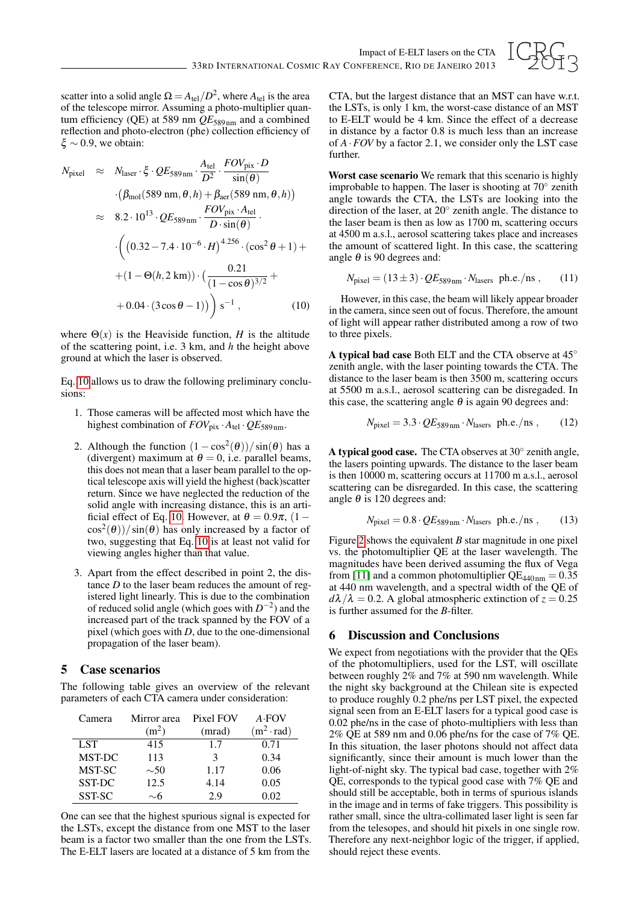scatter into a solid angle $\Omega = A_{\rm tel}/D^2$, where $A_{\rm tel}$ is the area of the telescope mirror. Assuming a photo-multiplier quantum efficiency (QE) at 589 nm $QE_{589\,\rm nm}$ and a combined reflection and photo-electron (phe) collection efficiency of $\xi \sim 0.9$, we obtain:

$$
\begin{aligned}
N_{\rm pixel} \approx\; & N_{\rm laser} \cdot \xi \cdot QE_{589\,\rm nm} \cdot \frac{A_{\rm tel}}{D^2} \cdot \frac{FOV_{\rm pix} \cdot D}{\sin(\theta)} \\
& \cdot \big(\beta_{\rm mol}(589\,\rm nm, \theta, h) + \beta_{\rm aer}(589\,\rm nm, \theta, h)\big) \\
\approx\; & 8.2 \cdot 10^{13} \cdot QE_{589\,\rm nm} \cdot \frac{FOV_{\rm pix} \cdot A_{\rm tel}}{D \cdot \sin(\theta)} \cdot \\
& \cdot \Bigg( \big(0.32 - 7.4 \cdot 10^{-6} \cdot H\big)^{4.256} \cdot (\cos^2\theta + 1) + \\
& + (1 - \Theta(h, 2\,\rm km)) \cdot \Big( \frac{0.21}{(1-\cos\theta)^{3/2}} + \\
& + 0.04 \cdot (3\cos\theta - 1)\Big) \Bigg)\ \rm s^{-1}\,, \qquad (10)
\end{aligned}
$$

where $\Theta(x)$ is the Heaviside function, $H$ is the altitude of the scattering point, i.e. 3 km, and $h$ the height above ground at which the laser is observed.

Eq. 10 allows us to draw the following preliminary conclusions:

1. Those cameras will be affected most which have the highest combination of $FOV_{\rm pix} \cdot A_{\rm tel} \cdot QE_{589\,\rm nm}$.
2. Although the function $(1 - \cos^2(\theta))/\sin(\theta)$ has a (divergent) maximum at $\theta = 0$, i.e. parallel beams, this does not mean that a laser beam parallel to the optical telescope axis will yield the highest (back)scatter return. Since we have neglected the reduction of the solid angle with increasing distance, this is an artificial effect of Eq. 10. However, at $\theta = 0.9\pi$, $(1 - \cos^2(\theta))/\sin(\theta)$ has only increased by a factor of two, suggesting that Eq. 10 is at least not valid for viewing angles higher than that value.
3. Apart from the effect described in point 2, the distance $D$ to the laser beam reduces the amount of registered light linearly. This is due to the combination of reduced solid angle (which goes with $D^{-2}$) and the increased part of the track spanned by the FOV of a pixel (which goes with $D$, due to the one-dimensional propagation of the laser beam).

## 5 Case scenarios

The following table gives an overview of the relevant parameters of each CTA camera under consideration:

| Camera | Mirror area ($\rm m^2$) | Pixel FOV (mrad) | $A{\cdot}$FOV ($\rm m^2 \cdot rad$) |
|---|---|---|---|
| LST | 415 | 1.7 | 0.71 |
| MST-DC | 113 | 3 | 0.34 |
| MST-SC | ~50 | 1.17 | 0.06 |
| SST-DC | 12.5 | 4.14 | 0.05 |
| SST-SC | ~6 | 2.9 | 0.02 |

One can see that the highest spurious signal is expected for the LSTs, except the distance from one MST to the laser beam is a factor two smaller than the one from the LSTs. The E-ELT lasers are located at a distance of 5 km from the CTA, but the largest distance that an MST can have w.r.t. the LSTs, is only 1 km, the worst-case distance of an MST to E-ELT would be 4 km. Since the effect of a decrease in distance by a factor 0.8 is much less than an increase of $A \cdot FOV$ by a factor 2.1, we consider only the LST case further.

**Worst case scenario** We remark that this scenario is highly improbable to happen. The laser is shooting at 70° zenith angle towards the CTA, the LSTs are looking into the direction of the laser, at 20° zenith angle. The distance to the laser beam is then as low as 1700 m, scattering occurs at 4500 m a.s.l., aerosol scattering takes place and increases the amount of scattered light. In this case, the scattering angle $\theta$ is 90 degrees and:

$$N_{\rm pixel} = (13 \pm 3) \cdot QE_{589\,\rm nm} \cdot N_{\rm lasers}\ \ \rm ph.e./ns\,, \qquad (11)$$

However, in this case, the beam will likely appear broader in the camera, since seen out of focus. Therefore, the amount of light will appear rather distributed among a row of two to three pixels.

**A typical bad case** Both ELT and the CTA observe at 45° zenith angle, with the laser pointing towards the CTA. The distance to the laser beam is then 3500 m, scattering occurs at 5500 m a.s.l., aerosol scattering can be disregaded. In this case, the scattering angle $\theta$ is again 90 degrees and:

$$N_{\rm pixel} = 3.3 \cdot QE_{589\,\rm nm} \cdot N_{\rm lasers}\ \ \rm ph.e./ns\,, \qquad (12)$$

**A typical good case.** The CTA observes at 30° zenith angle, the lasers pointing upwards. The distance to the laser beam is then 10000 m, scattering occurs at 11700 m a.s.l., aerosol scattering can be disregarded. In this case, the scattering angle $\theta$ is 120 degrees and:

$$N_{\rm pixel} = 0.8 \cdot QE_{589\,\rm nm} \cdot N_{\rm lasers}\ \ \rm ph.e./ns\,, \qquad (13)$$

Figure 2 shows the equivalent $B$ star magnitude in one pixel vs. the photomultiplier QE at the laser wavelength. The magnitudes have been derived assuming the flux of Vega from [11] and a common photomultiplier $\rm QE_{440\,nm} = 0.35$ at 440 nm wavelength, and a spectral width of the QE of $d\lambda/\lambda = 0.2$. A global atmospheric extinction of $z = 0.25$ is further assumed for the $B$-filter.

## 6 Discussion and Conclusions

We expect from negotiations with the provider that the QEs of the photomultipliers, used for the LST, will oscillate between roughly 2% and 7% at 590 nm wavelength. While the night sky background at the Chilean site is expected to produce roughly 0.2 phe/ns per LST pixel, the expected signal seen from an E-ELT lasers for a typical good case is 0.02 phe/ns in the case of photo-multipliers with less than 2% QE at 589 nm and 0.06 phe/ns for the case of 7% QE. In this situation, the laser photons should not affect data significantly, since their amount is much lower than the light-of-night sky. The typical bad case, together with 2% QE, corresponds to the typical good case with 7% QE and should still be acceptable, both in terms of spurious islands in the image and in terms of fake triggers. This possibility is rather small, since the ultra-collimated laser light is seen far from the telesopes, and should hit pixels in one single row. Therefore any next-neighbor logic of the trigger, if applied, should reject these events.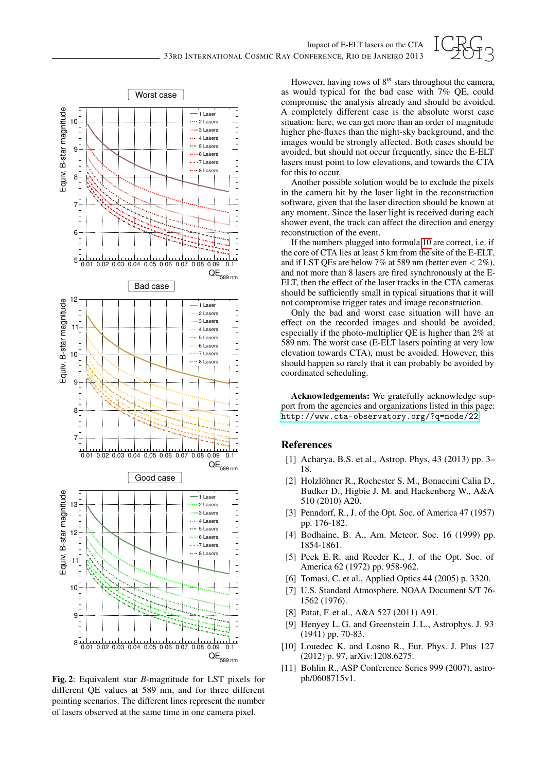Worst case

Equiv. B-star magnitude

1 Laser
2 Lasers
3 Lasers
4 Lasers
5 Lasers
6 Lasers
7 Lasers
8 Lasers

10
9
8
7
6
5

0.01 0.02 0.03 0.04 0.05 0.06 0.07 0.08 0.09 0.1

$QE_{589\ nm}$

Bad case

Equiv. B-star magnitude

1 Laser
2 Lasers
3 Lasers
4 Lasers
5 Lasers
6 Lasers
7 Lasers
8 Lasers

12
11
10
9
8
7

0.01 0.02 0.03 0.04 0.05 0.06 0.07 0.08 0.09 0.1

$QE_{589\ nm}$

Good case

Equiv. B-star magnitude

1 Laser
2 Lasers
3 Lasers
4 Lasers
5 Lasers
6 Lasers
7 Lasers
8 Lasers

13
12
11
10
9
8

0.01 0.02 0.03 0.04 0.05 0.06 0.07 0.08 0.09 0.1

$QE_{589\ nm}$

**Fig. 2**: Equivalent star *B*-magnitude for LST pixels for different QE values at 589 nm, and for three different pointing scenarios. The different lines represent the number of lasers observed at the same time in one camera pixel.

However, having rows of $8^m$ stars throughout the camera, as would typical for the bad case with 7% QE, could compromise the analysis already and should be avoided. A completely different case is the absolute worst case situation: here, we can get more than an order of magnitude higher phe-fluxes than the night-sky background, and the images would be strongly affected. Both cases should be avoided, but should not occur frequently, since the E-ELT lasers must point to low elevations, and towards the CTA for this to occur.

Another possible solution would be to exclude the pixels in the camera hit by the laser light in the reconstruction software, given that the laser direction should be known at any moment. Since the laser light is received during each shower event, the track can affect the direction and energy reconstruction of the event.

If the numbers plugged into formula 10 are correct, i.e. if the core of CTA lies at least 5 km from the site of the E-ELT, and if LST QEs are below 7% at 589 nm (better even $< 2\%$), and not more than 8 lasers are fired synchronously at the E-ELT, then the effect of the laser tracks in the CTA cameras should be sufficiently small in typical situations that it will not compromise trigger rates and image reconstruction.

Only the bad and worst case situation will have an effect on the recorded images and should be avoided, especially if the photo-multiplier QE is higher than 2% at 589 nm. The worst case (E-ELT lasers pointing at very low elevation towards CTA), must be avoided. However, this should happen so rarely that it can probably be avoided by coordinated scheduling.

**Acknowledgements:** We gratefully acknowledge support from the agencies and organizations listed in this page: `http://www.cta-observatory.org/?q=node/22`

## References

[1] Acharya, B.S. et al., Astrop. Phys, 43 (2013) pp. 3–18.

[2] Holzlöhner R., Rochester S. M., Bonaccini Calia D., Budker D., Higbie J. M. and Hackenberg W., A&A 510 (2010) A20.

[3] Penndorf, R., J. of the Opt. Soc. of America 47 (1957) pp. 176-182.

[4] Bodhaine, B. A., Am. Meteor. Soc. 16 (1999) pp. 1854-1861.

[5] Peck E. R. and Reeder K., J. of the Opt. Soc. of America 62 (1972) pp. 958-962.

[6] Tomasi, C. et al., Applied Optics 44 (2005) p. 3320.

[7] U.S. Standard Atmosphere, NOAA Document S/T 76-1562 (1976).

[8] Patat, F. et al., A&A 527 (2011) A91.

[9] Henyey L. G. and Greenstein J. L., Astrophys. J. 93 (1941) pp. 70-83.

[10] Louedec K. and Losno R., Eur. Phys. J. Plus 127 (2012) p. 97, arXiv:1208.6275.

[11] Bohlin R., ASP Conference Series 999 (2007), astro-ph/0608715v1.